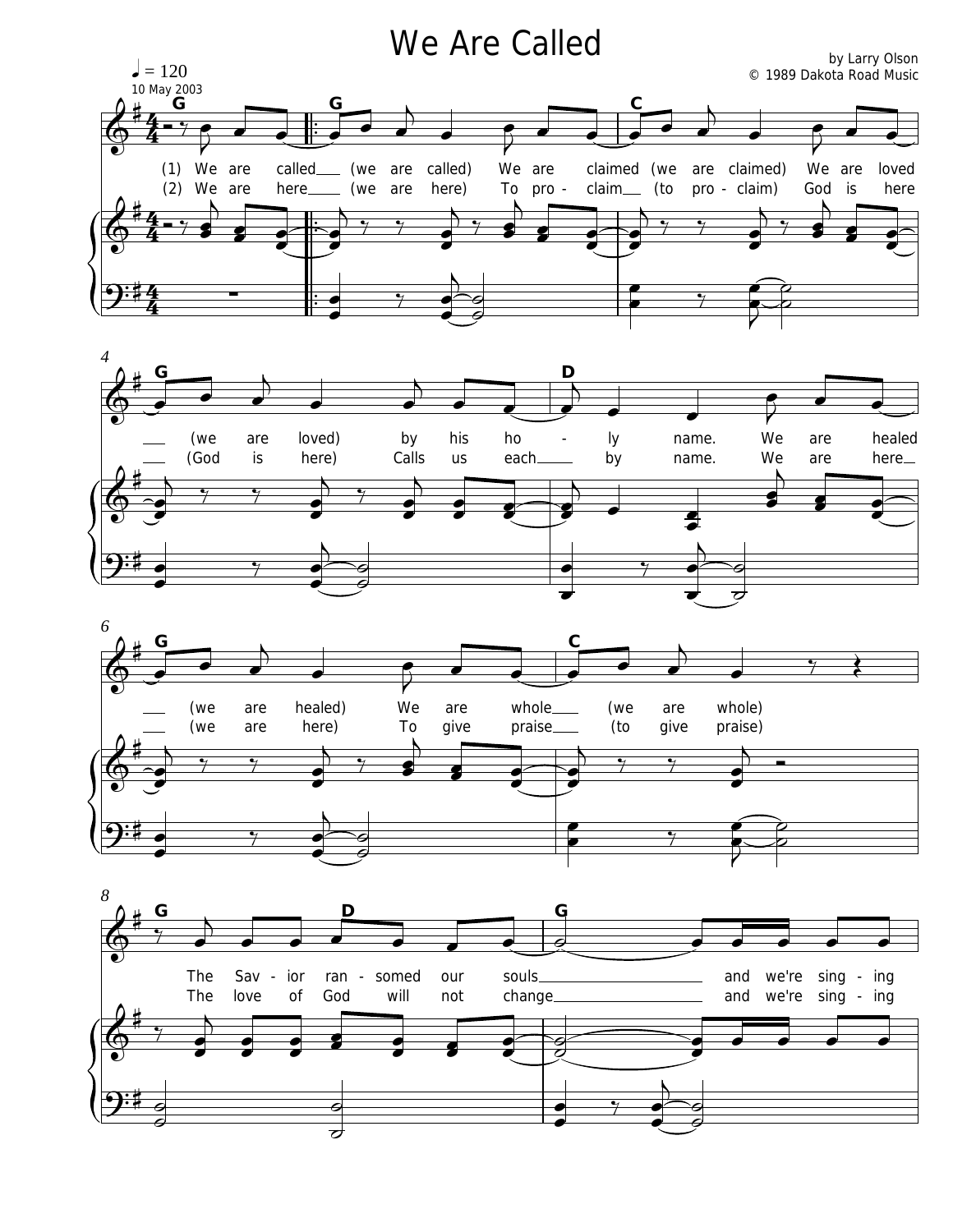# We Are Called

by Larry Olson
© 1989 Dakota Road Music

♩ = 120
10 May 2003

(1) We are called (we are called) We are claimed (we are claimed) We are loved (we are loved) by his holy name. We are healed (we are healed) We are whole (we are whole) The Savior ransomed our souls and we're singing

(2) We are here (we are here) To proclaim (to proclaim) God is here (God is here) Calls us each by name. We are here (we are here) To give praise (to give praise) The love of God will not change and we're singing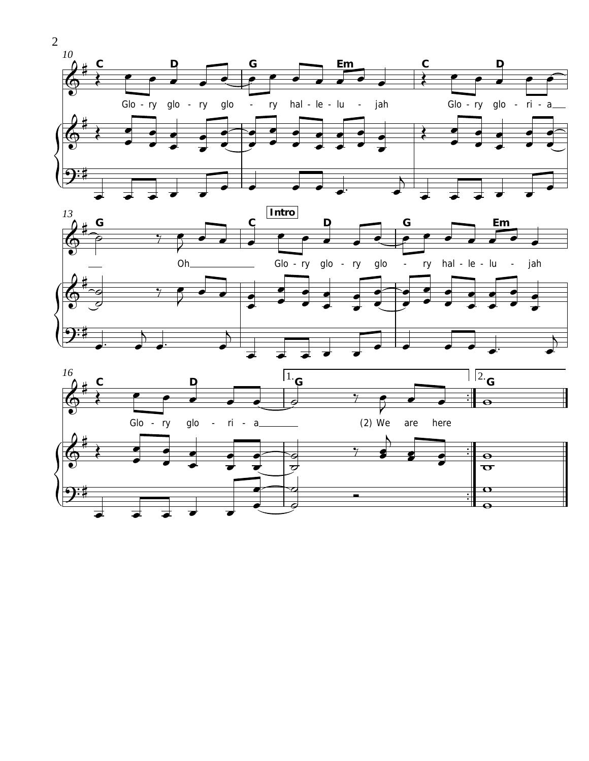10

C D G Em C D

Glo - ry glo - ry glo - ry hal - le - lu - jah Glo - ry glo - ri - a

13

Intro

G C D G Em

Oh Glo - ry glo - ry glo - ry hal - le - lu - jah

16

C D 1. G 2. G

Glo - ry glo - ri - a (2) We are here